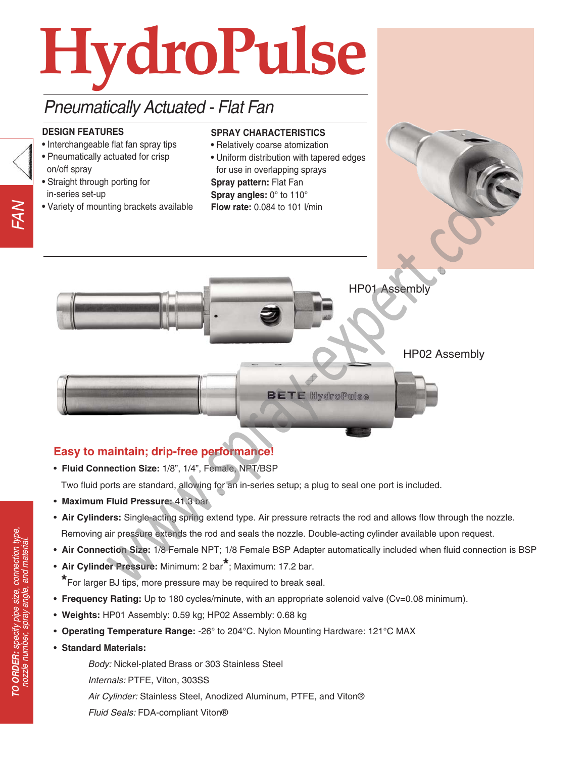# HydroPulse

## Pneumatically Actuated - Flat Fan

### DESIGN FEATURES

- Interchangeable flat fan spray tips
- Pneumatically actuated for crisp on/off spray
- Straight through porting for in-series set-up
- Variety of mounting brackets available

### SPRAY CHARACTERISTICS

- Relatively coarse atomization
- Uniform distribution with tapered edges for use in overlapping sprays

**Spray pattern:** Flat Fan
**Spray angles:** 0° to 110°
**Flow rate:** 0.084 to 101 l/min

HP01 Assembly

HP02 Assembly

BETE HydroPulse

### Easy to maintain; drip-free performance!

- **Fluid Connection Size:** 1/8", 1/4", Female, NPT/BSP
  Two fluid ports are standard, allowing for an in-series setup; a plug to seal one port is included.
- **Maximum Fluid Pressure:** 41.3 bar
- **Air Cylinders:** Single-acting spring extend type. Air pressure retracts the rod and allows flow through the nozzle. Removing air pressure extends the rod and seals the nozzle. Double-acting cylinder available upon request.
- **Air Connection Size:** 1/8 Female NPT; 1/8 Female BSP Adapter automatically included when fluid connection is BSP
- **Air Cylinder Pressure:** Minimum: 2 bar*; Maximum: 17.2 bar.
  *For larger BJ tips, more pressure may be required to break seal.
- **Frequency Rating:** Up to 180 cycles/minute, with an appropriate solenoid valve (Cv=0.08 minimum).
- **Weights:** HP01 Assembly: 0.59 kg; HP02 Assembly: 0.68 kg
- **Operating Temperature Range:** -26° to 204°C. Nylon Mounting Hardware: 121°C MAX
- **Standard Materials:**
  - *Body:* Nickel-plated Brass or 303 Stainless Steel
  - *Internals:* PTFE, Viton, 303SS
  - *Air Cylinder:* Stainless Steel, Anodized Aluminum, PTFE, and Viton®
  - *Fluid Seals:* FDA-compliant Viton®

***TO ORDER:** specify pipe size, connection type, nozzle number, spray angle, and material.*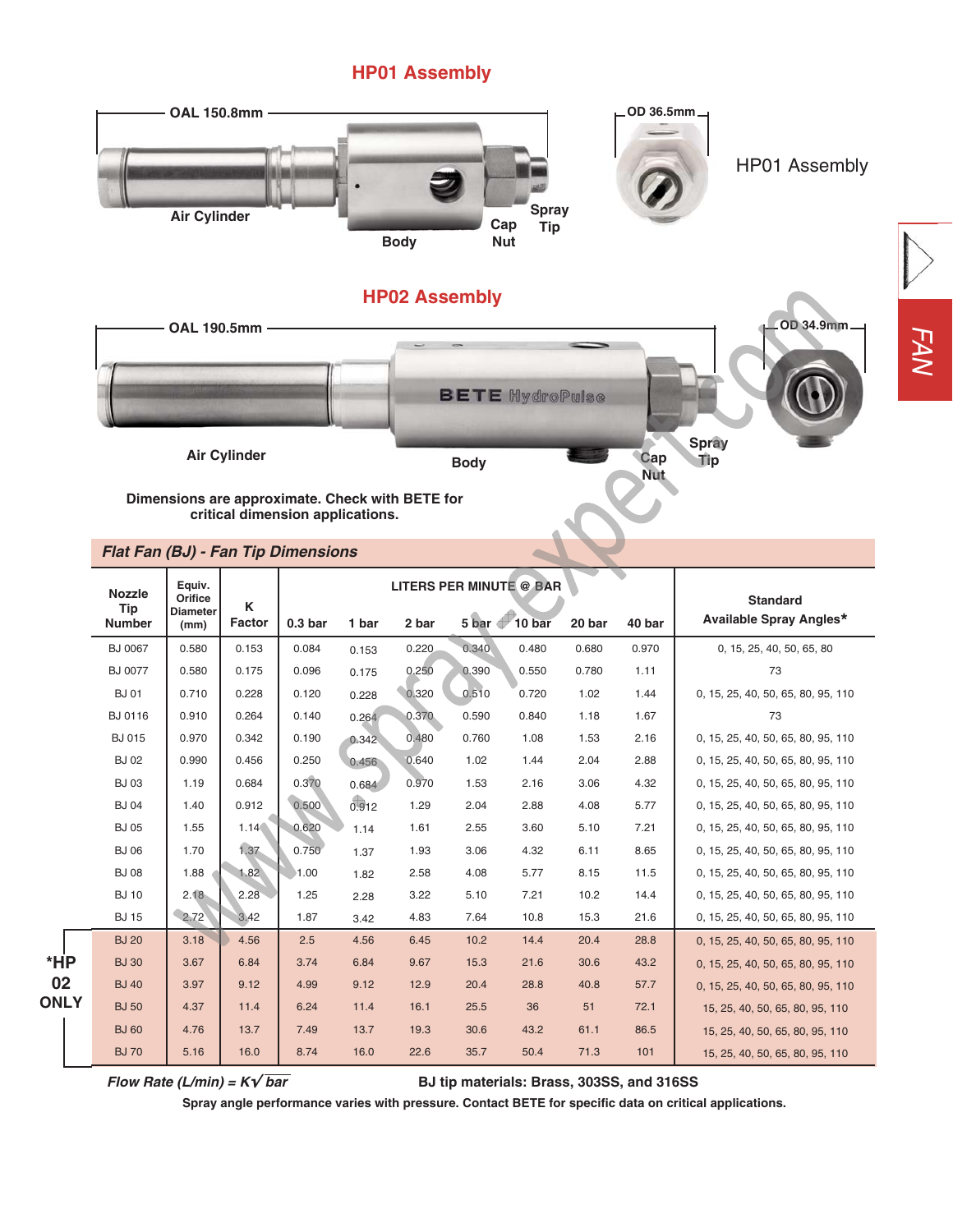## HP01 Assembly

OAL 150.8mm

OD 36.5mm

Air Cylinder

Body

Cap Nut

Spray Tip

HP01 Assembly

## HP02 Assembly

OAL 190.5mm

OD 34.9mm

Air Cylinder

Body

Cap Nut

Spray Tip

**Dimensions are approximate. Check with BETE for critical dimension applications.**

FAN

### *Flat Fan (BJ) - Fan Tip Dimensions*

| Nozzle Tip Number | Equiv. Orifice Diameter (mm) | K Factor | LITERS PER MINUTE @ BAR | | | | | | | Standard Available Spray Angles* |
|---|---|---|---|---|---|---|---|---|---|---|
| | | | 0.3 bar | 1 bar | 2 bar | 5 bar | 10 bar | 20 bar | 40 bar | |
| BJ 0067 | 0.580 | 0.153 | 0.084 | 0.153 | 0.220 | 0.340 | 0.480 | 0.680 | 0.970 | 0, 15, 25, 40, 50, 65, 80 |
| BJ 0077 | 0.580 | 0.175 | 0.096 | 0.175 | 0.250 | 0.390 | 0.550 | 0.780 | 1.11 | 73 |
| BJ 01 | 0.710 | 0.228 | 0.120 | 0.228 | 0.320 | 0.510 | 0.720 | 1.02 | 1.44 | 0, 15, 25, 40, 50, 65, 80, 95, 110 |
| BJ 0116 | 0.910 | 0.264 | 0.140 | 0.264 | 0.370 | 0.590 | 0.840 | 1.18 | 1.67 | 73 |
| BJ 015 | 0.970 | 0.342 | 0.190 | 0.342 | 0.480 | 0.760 | 1.08 | 1.53 | 2.16 | 0, 15, 25, 40, 50, 65, 80, 95, 110 |
| BJ 02 | 0.990 | 0.456 | 0.250 | 0.456 | 0.640 | 1.02 | 1.44 | 2.04 | 2.88 | 0, 15, 25, 40, 50, 65, 80, 95, 110 |
| BJ 03 | 1.19 | 0.684 | 0.370 | 0.684 | 0.970 | 1.53 | 2.16 | 3.06 | 4.32 | 0, 15, 25, 40, 50, 65, 80, 95, 110 |
| BJ 04 | 1.40 | 0.912 | 0.500 | 0.912 | 1.29 | 2.04 | 2.88 | 4.08 | 5.77 | 0, 15, 25, 40, 50, 65, 80, 95, 110 |
| BJ 05 | 1.55 | 1.14 | 0.620 | 1.14 | 1.61 | 2.55 | 3.60 | 5.10 | 7.21 | 0, 15, 25, 40, 50, 65, 80, 95, 110 |
| BJ 06 | 1.70 | 1.37 | 0.750 | 1.37 | 1.93 | 3.06 | 4.32 | 6.11 | 8.65 | 0, 15, 25, 40, 50, 65, 80, 95, 110 |
| BJ 08 | 1.88 | 1.82 | 1.00 | 1.82 | 2.58 | 4.08 | 5.77 | 8.15 | 11.5 | 0, 15, 25, 40, 50, 65, 80, 95, 110 |
| BJ 10 | 2.18 | 2.28 | 1.25 | 2.28 | 3.22 | 5.10 | 7.21 | 10.2 | 14.4 | 0, 15, 25, 40, 50, 65, 80, 95, 110 |
| BJ 15 | 2.72 | 3.42 | 1.87 | 3.42 | 4.83 | 7.64 | 10.8 | 15.3 | 21.6 | 0, 15, 25, 40, 50, 65, 80, 95, 110 |
| BJ 20 (*HP 02 ONLY) | 3.18 | 4.56 | 2.5 | 4.56 | 6.45 | 10.2 | 14.4 | 20.4 | 28.8 | 0, 15, 25, 40, 50, 65, 80, 95, 110 |
| BJ 30 (*HP 02 ONLY) | 3.67 | 6.84 | 3.74 | 6.84 | 9.67 | 15.3 | 21.6 | 30.6 | 43.2 | 0, 15, 25, 40, 50, 65, 80, 95, 110 |
| BJ 40 (*HP 02 ONLY) | 3.97 | 9.12 | 4.99 | 9.12 | 12.9 | 20.4 | 28.8 | 40.8 | 57.7 | 0, 15, 25, 40, 50, 65, 80, 95, 110 |
| BJ 50 (*HP 02 ONLY) | 4.37 | 11.4 | 6.24 | 11.4 | 16.1 | 25.5 | 36 | 51 | 72.1 | 15, 25, 40, 50, 65, 80, 95, 110 |
| BJ 60 (*HP 02 ONLY) | 4.76 | 13.7 | 7.49 | 13.7 | 19.3 | 30.6 | 43.2 | 61.1 | 86.5 | 15, 25, 40, 50, 65, 80, 95, 110 |
| BJ 70 (*HP 02 ONLY) | 5.16 | 16.0 | 8.74 | 16.0 | 22.6 | 35.7 | 50.4 | 71.3 | 101 | 15, 25, 40, 50, 65, 80, 95, 110 |

***Flow Rate (L/min) =*** $K\sqrt{bar}$

**BJ tip materials: Brass, 303SS, and 316SS**

**Spray angle performance varies with pressure. Contact BETE for specific data on critical applications.**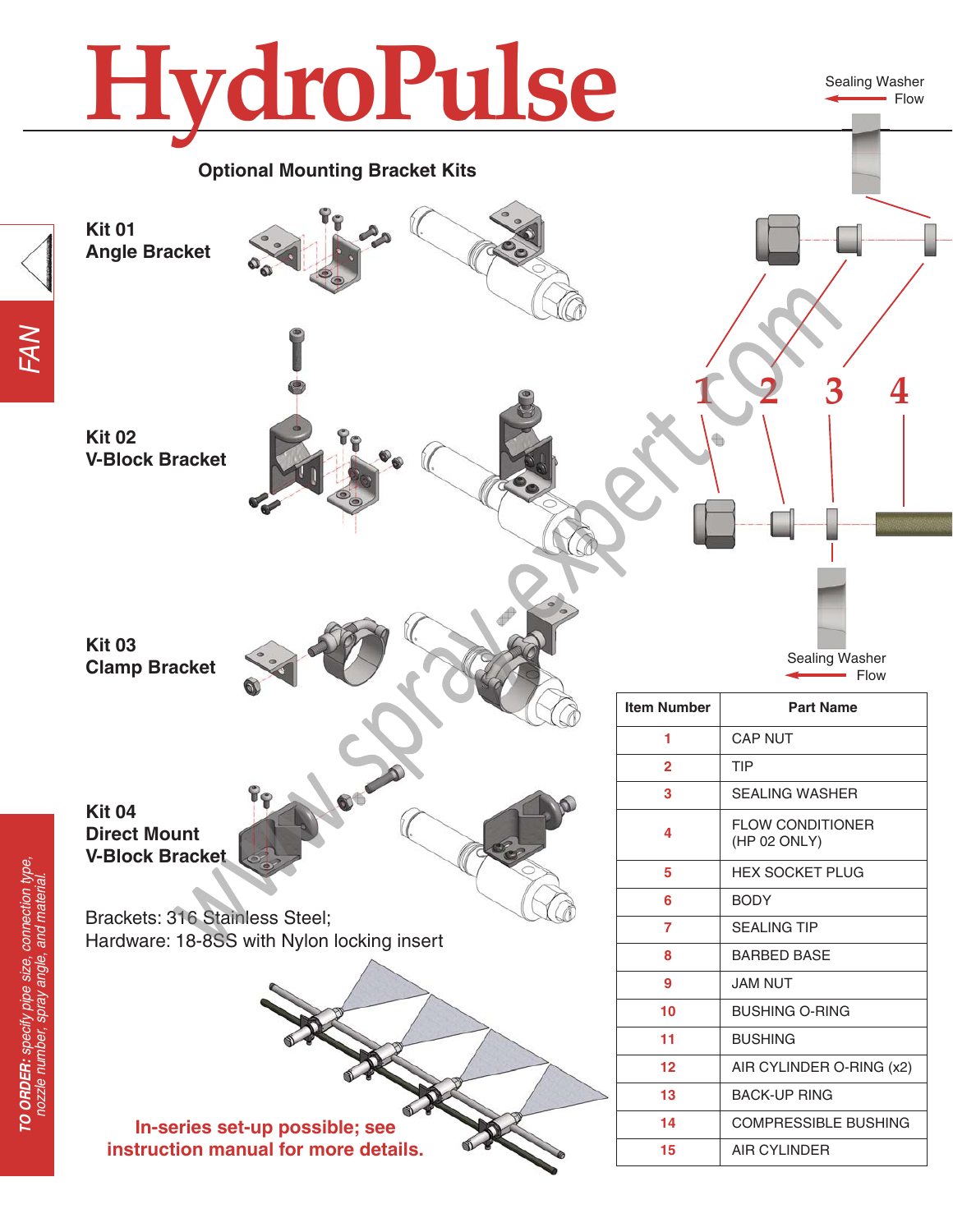# HydroPulse

## Optional Mounting Bracket Kits

**Kit 01**
**Angle Bracket**

**Kit 02**
**V-Block Bracket**

**Kit 03**
**Clamp Bracket**

**Kit 04**
**Direct Mount**
**V-Block Bracket**

Brackets: 316 Stainless Steel;
Hardware: 18-8SS with Nylon locking insert

**In-series set-up possible; see instruction manual for more details.**

Sealing Washer
Flow

1 2 3 4

Sealing Washer
Flow

| Item Number | Part Name |
|---|---|
| 1 | CAP NUT |
| 2 | TIP |
| 3 | SEALING WASHER |
| 4 | FLOW CONDITIONER (HP 02 ONLY) |
| 5 | HEX SOCKET PLUG |
| 6 | BODY |
| 7 | SEALING TIP |
| 8 | BARBED BASE |
| 9 | JAM NUT |
| 10 | BUSHING O-RING |
| 11 | BUSHING |
| 12 | AIR CYLINDER O-RING (x2) |
| 13 | BACK-UP RING |
| 14 | COMPRESSIBLE BUSHING |
| 15 | AIR CYLINDER |

FAN

***TO ORDER:** specify pipe size, connection type, nozzle number, spray angle, and material.*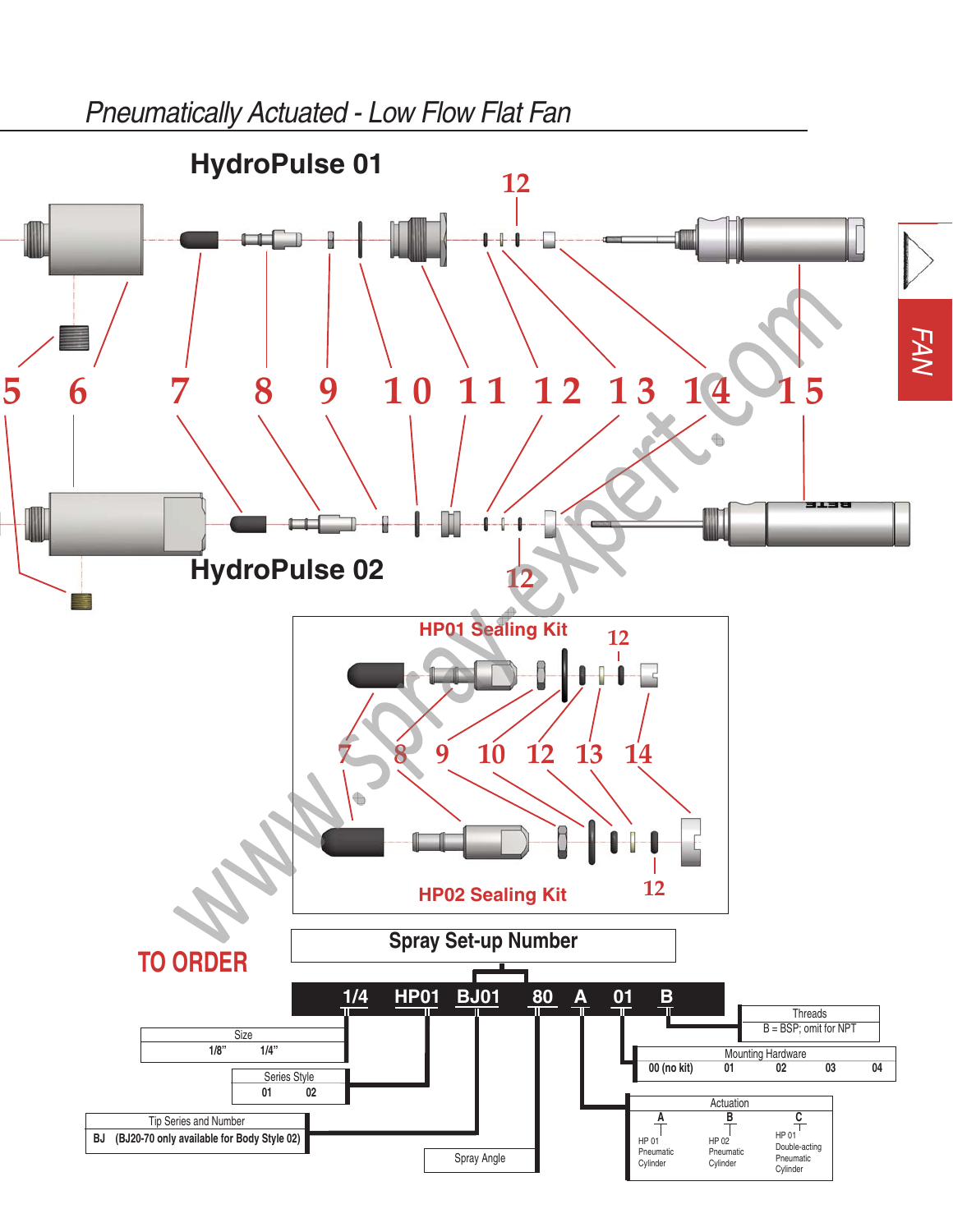# Pneumatically Actuated - Low Flow Flat Fan

## HydroPulse 01

12

5 6 7 8 9 10 11 12 13 14 15

## HydroPulse 02

12

HP01 Sealing Kit

12

7 8 9 10 12 13 14

HP02 Sealing Kit

12

FAN

## TO ORDER

**Spray Set-up Number**

**1/4 HP01 BJ01 80 A 01 B**

| Size | |
|---|---|
| 1/8" | 1/4" |

| Series Style | |
|---|---|
| 01 | 02 |

| Tip Series and Number |
|---|
| BJ (BJ20-70 only available for Body Style 02) |

Spray Angle

| Threads |
|---|
| B = BSP; omit for NPT |

| Mounting Hardware | | | | |
|---|---|---|---|---|
| 00 (no kit) | 01 | 02 | 03 | 04 |

| Actuation | | |
|---|---|---|
| A | B | C |
| HP 01 Pneumatic Cylinder | HP 02 Pneumatic Cylinder | HP 01 Double-acting Pneumatic Cylinder |